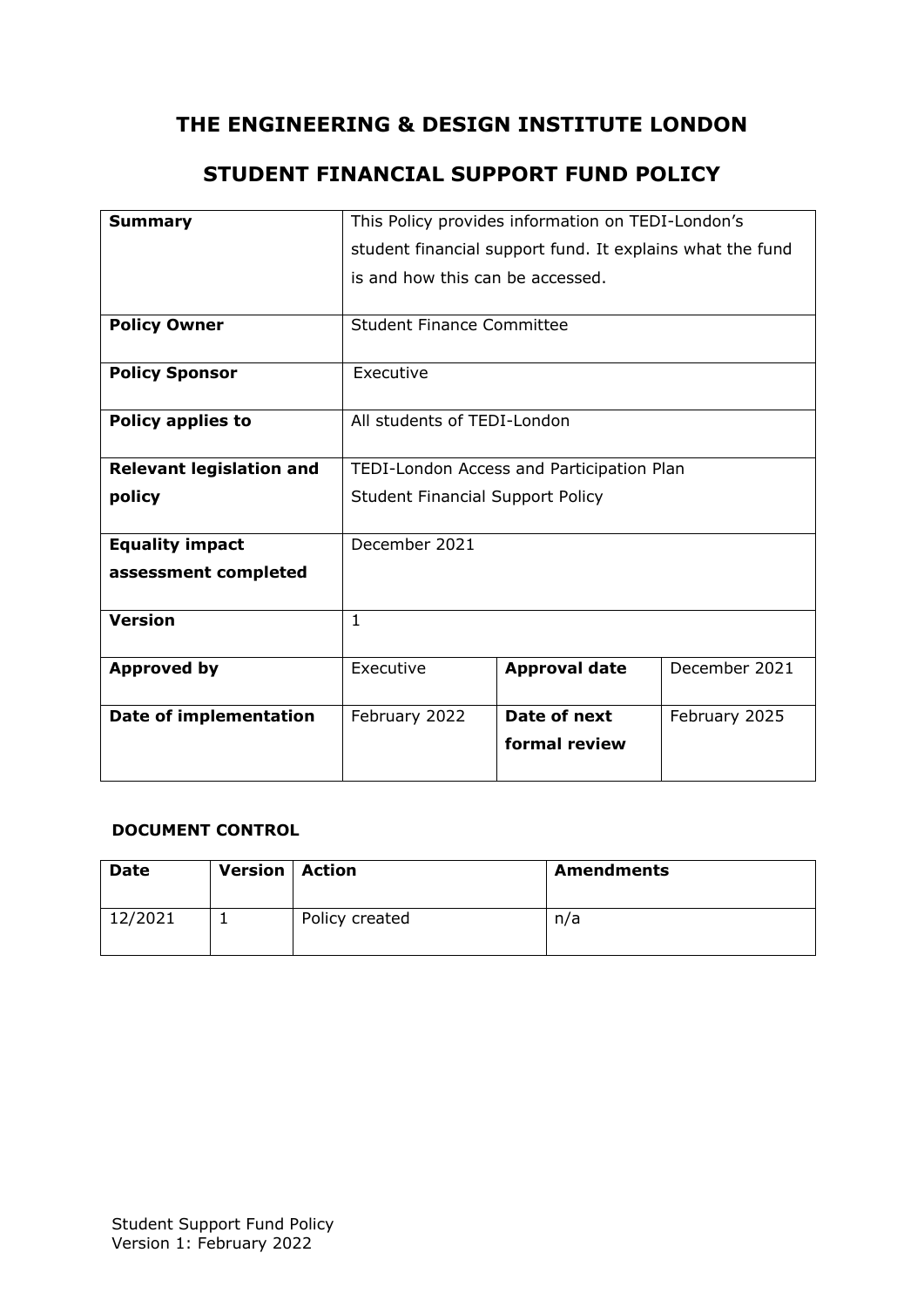# THE ENGINEERING & DESIGN INSTITUTE LONDON

## STUDENT FINANCIAL SUPPORT FUND POLICY

| | | | |
|---|---|---|---|
| **Summary** | This Policy provides information on TEDI-London's student financial support fund. It explains what the fund is and how this can be accessed. | | |
| **Policy Owner** | Student Finance Committee | | |
| **Policy Sponsor** | Executive | | |
| **Policy applies to** | All students of TEDI-London | | |
| **Relevant legislation and policy** | TEDI-London Access and Participation Plan<br>Student Financial Support Policy | | |
| **Equality impact assessment completed** | December 2021 | | |
| **Version** | 1 | | |
| **Approved by** | Executive | **Approval date** | December 2021 |
| **Date of implementation** | February 2022 | **Date of next formal review** | February 2025 |

**DOCUMENT CONTROL**

| Date | Version | Action | Amendments |
|---|---|---|---|
| 12/2021 | 1 | Policy created | n/a |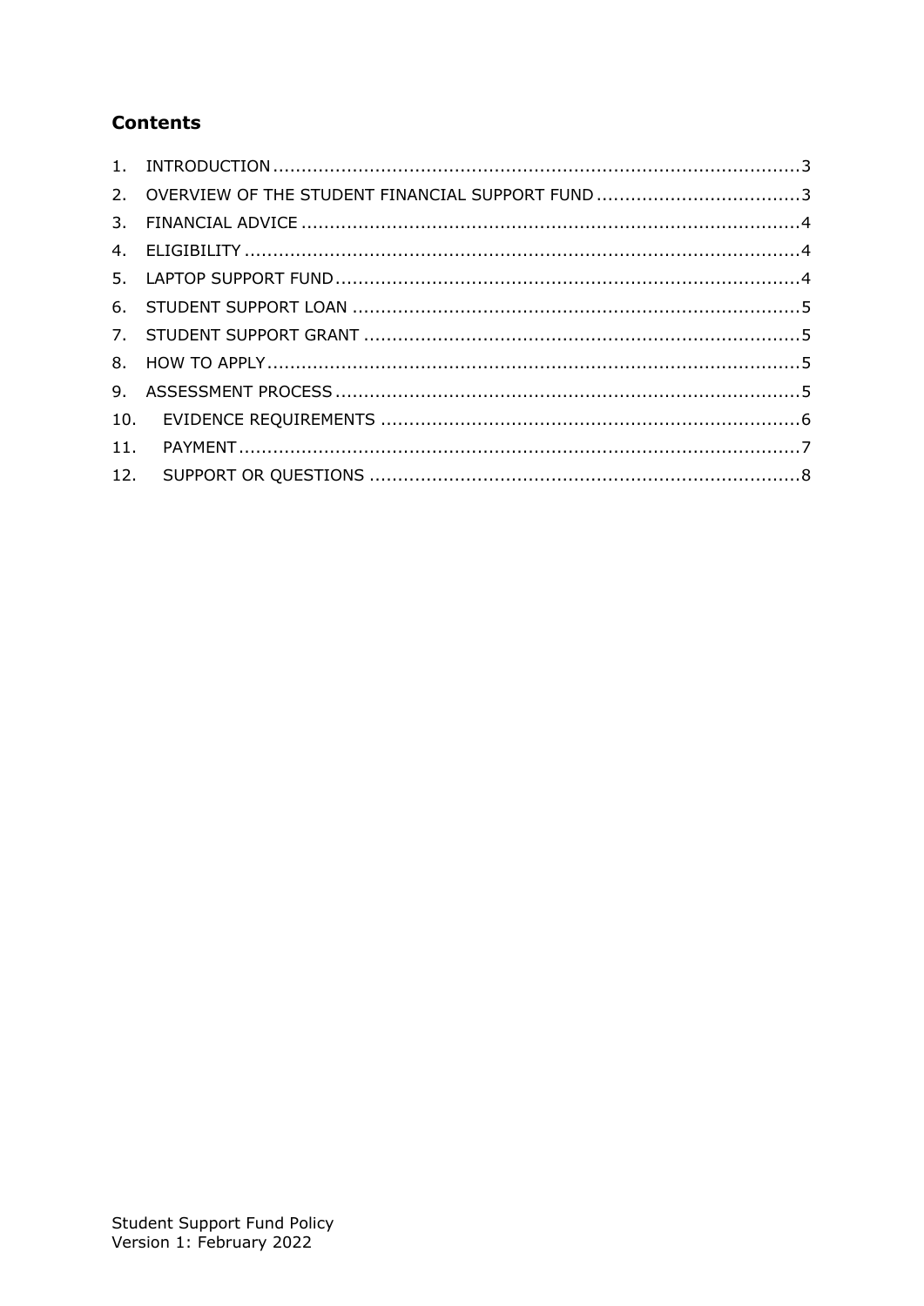## Contents

1. INTRODUCTION ...... 3
2. OVERVIEW OF THE STUDENT FINANCIAL SUPPORT FUND ...... 3
3. FINANCIAL ADVICE ...... 4
4. ELIGIBILITY ...... 4
5. LAPTOP SUPPORT FUND ...... 4
6. STUDENT SUPPORT LOAN ...... 5
7. STUDENT SUPPORT GRANT ...... 5
8. HOW TO APPLY ...... 5
9. ASSESSMENT PROCESS ...... 5
10. EVIDENCE REQUIREMENTS ...... 6
11. PAYMENT ...... 7
12. SUPPORT OR QUESTIONS ...... 8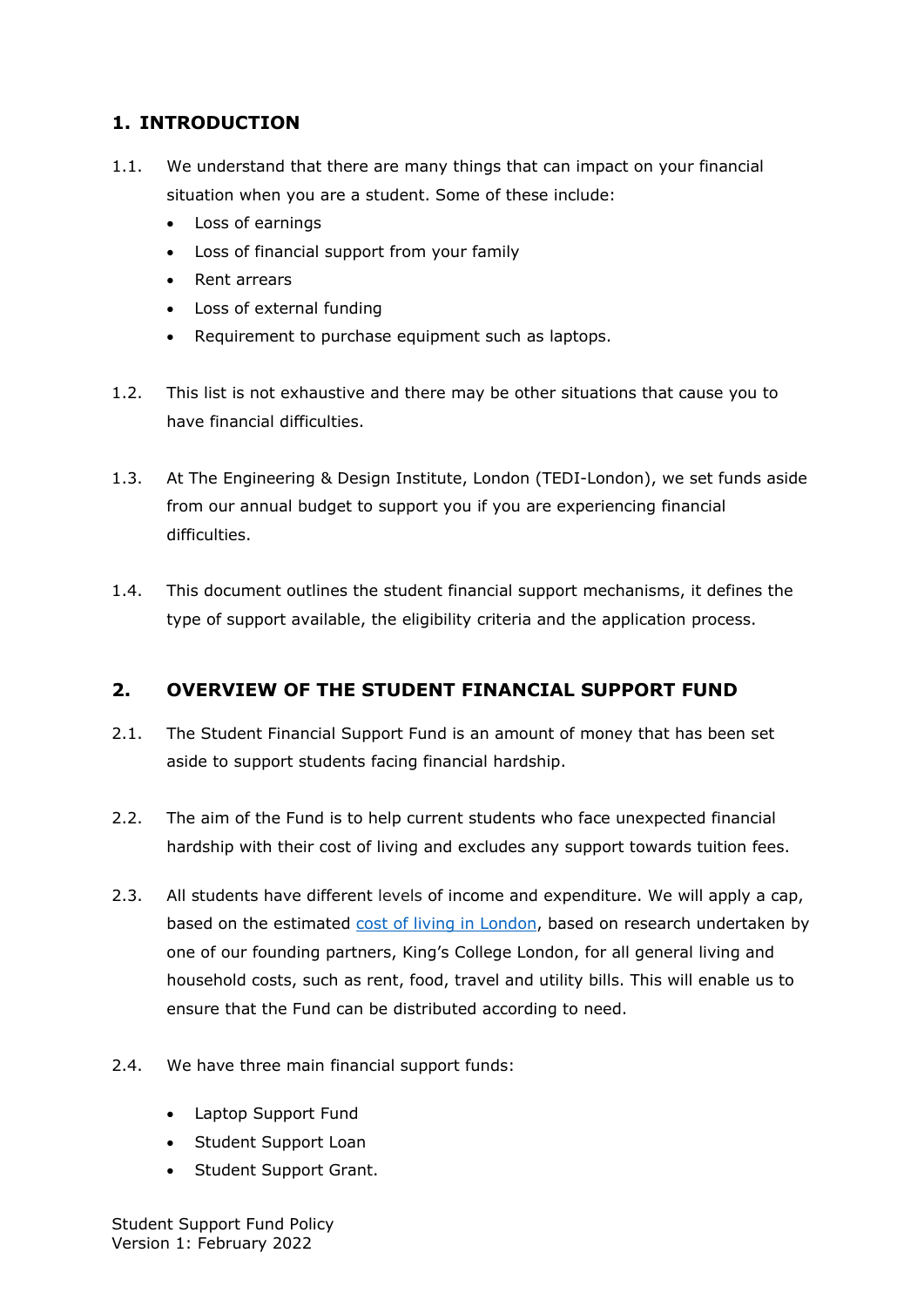## 1. INTRODUCTION

1.1. We understand that there are many things that can impact on your financial situation when you are a student. Some of these include:

- Loss of earnings
- Loss of financial support from your family
- Rent arrears
- Loss of external funding
- Requirement to purchase equipment such as laptops.

1.2. This list is not exhaustive and there may be other situations that cause you to have financial difficulties.

1.3. At The Engineering & Design Institute, London (TEDI-London), we set funds aside from our annual budget to support you if you are experiencing financial difficulties.

1.4. This document outlines the student financial support mechanisms, it defines the type of support available, the eligibility criteria and the application process.

## 2. OVERVIEW OF THE STUDENT FINANCIAL SUPPORT FUND

2.1. The Student Financial Support Fund is an amount of money that has been set aside to support students facing financial hardship.

2.2. The aim of the Fund is to help current students who face unexpected financial hardship with their cost of living and excludes any support towards tuition fees.

2.3. All students have different levels of income and expenditure. We will apply a cap, based on the estimated cost of living in London, based on research undertaken by one of our founding partners, King's College London, for all general living and household costs, such as rent, food, travel and utility bills. This will enable us to ensure that the Fund can be distributed according to need.

2.4. We have three main financial support funds:

- Laptop Support Fund
- Student Support Loan
- Student Support Grant.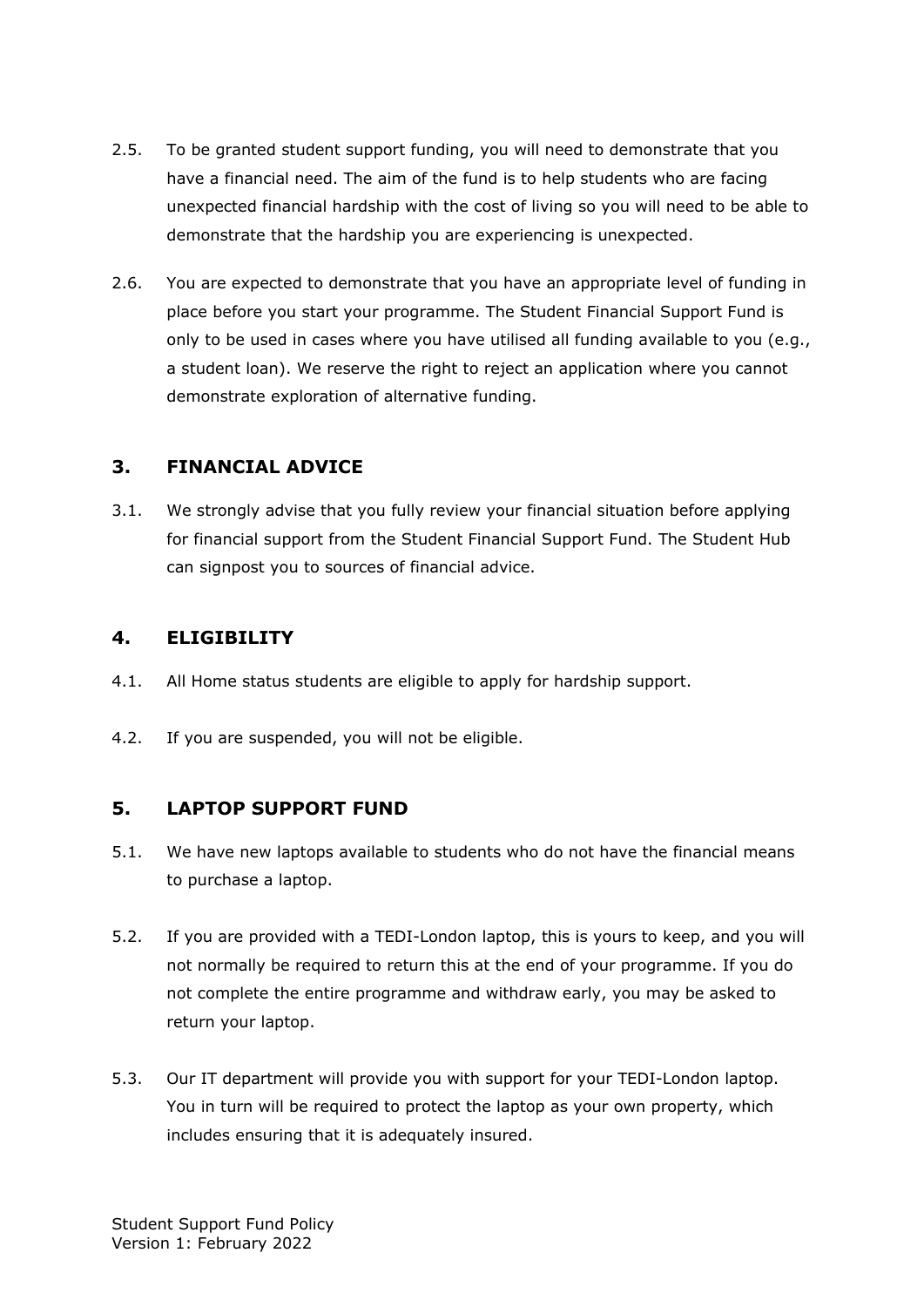2.5. To be granted student support funding, you will need to demonstrate that you have a financial need. The aim of the fund is to help students who are facing unexpected financial hardship with the cost of living so you will need to be able to demonstrate that the hardship you are experiencing is unexpected.

2.6. You are expected to demonstrate that you have an appropriate level of funding in place before you start your programme. The Student Financial Support Fund is only to be used in cases where you have utilised all funding available to you (e.g., a student loan). We reserve the right to reject an application where you cannot demonstrate exploration of alternative funding.

## 3. FINANCIAL ADVICE

3.1. We strongly advise that you fully review your financial situation before applying for financial support from the Student Financial Support Fund. The Student Hub can signpost you to sources of financial advice.

## 4. ELIGIBILITY

4.1. All Home status students are eligible to apply for hardship support.

4.2. If you are suspended, you will not be eligible.

## 5. LAPTOP SUPPORT FUND

5.1. We have new laptops available to students who do not have the financial means to purchase a laptop.

5.2. If you are provided with a TEDI-London laptop, this is yours to keep, and you will not normally be required to return this at the end of your programme. If you do not complete the entire programme and withdraw early, you may be asked to return your laptop.

5.3. Our IT department will provide you with support for your TEDI-London laptop. You in turn will be required to protect the laptop as your own property, which includes ensuring that it is adequately insured.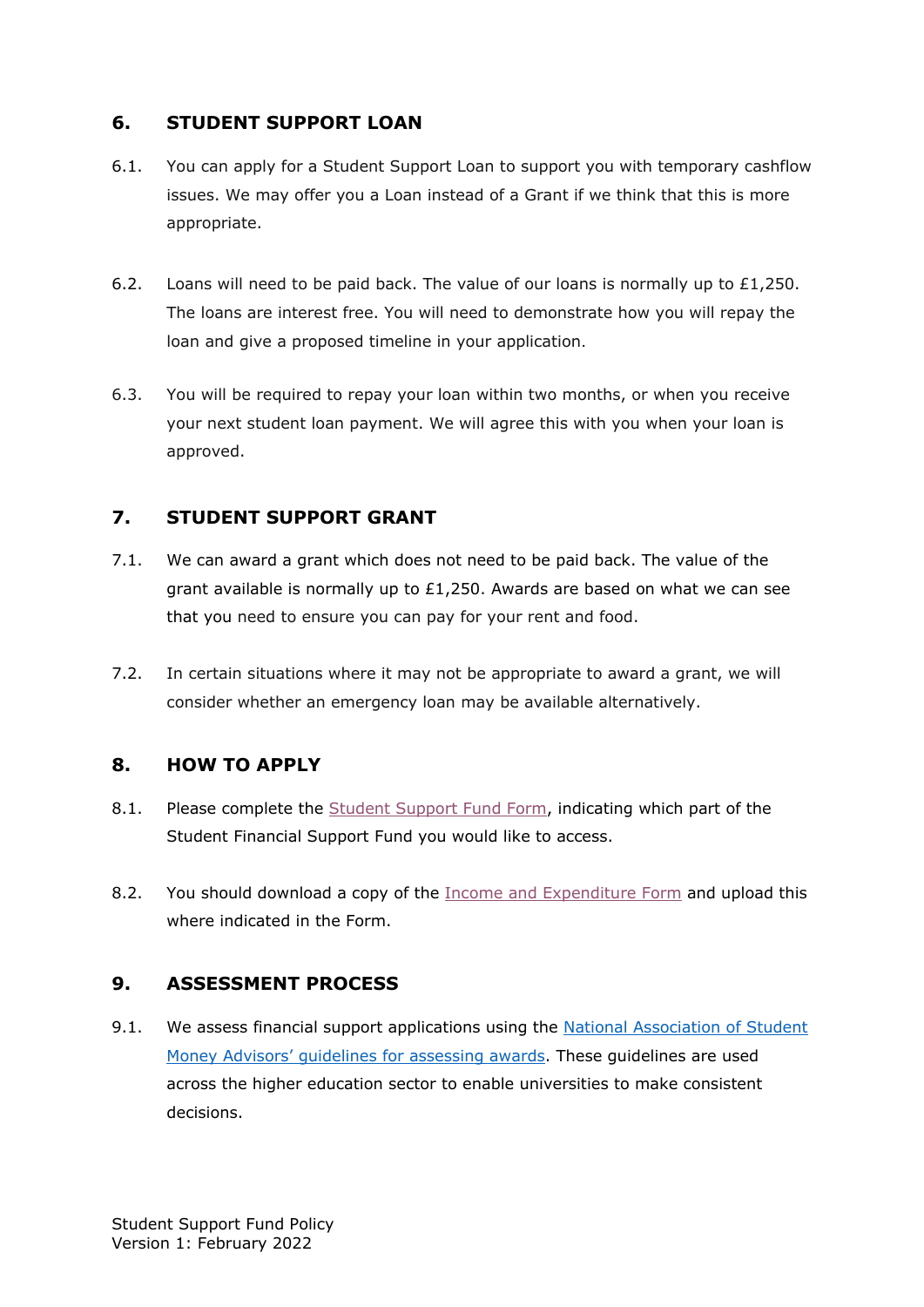## 6. STUDENT SUPPORT LOAN

6.1. You can apply for a Student Support Loan to support you with temporary cashflow issues. We may offer you a Loan instead of a Grant if we think that this is more appropriate.

6.2. Loans will need to be paid back. The value of our loans is normally up to £1,250. The loans are interest free. You will need to demonstrate how you will repay the loan and give a proposed timeline in your application.

6.3. You will be required to repay your loan within two months, or when you receive your next student loan payment. We will agree this with you when your loan is approved.

## 7. STUDENT SUPPORT GRANT

7.1. We can award a grant which does not need to be paid back. The value of the grant available is normally up to £1,250. Awards are based on what we can see that you need to ensure you can pay for your rent and food.

7.2. In certain situations where it may not be appropriate to award a grant, we will consider whether an emergency loan may be available alternatively.

## 8. HOW TO APPLY

8.1. Please complete the Student Support Fund Form, indicating which part of the Student Financial Support Fund you would like to access.

8.2. You should download a copy of the Income and Expenditure Form and upload this where indicated in the Form.

## 9. ASSESSMENT PROCESS

9.1. We assess financial support applications using the National Association of Student Money Advisors' guidelines for assessing awards. These guidelines are used across the higher education sector to enable universities to make consistent decisions.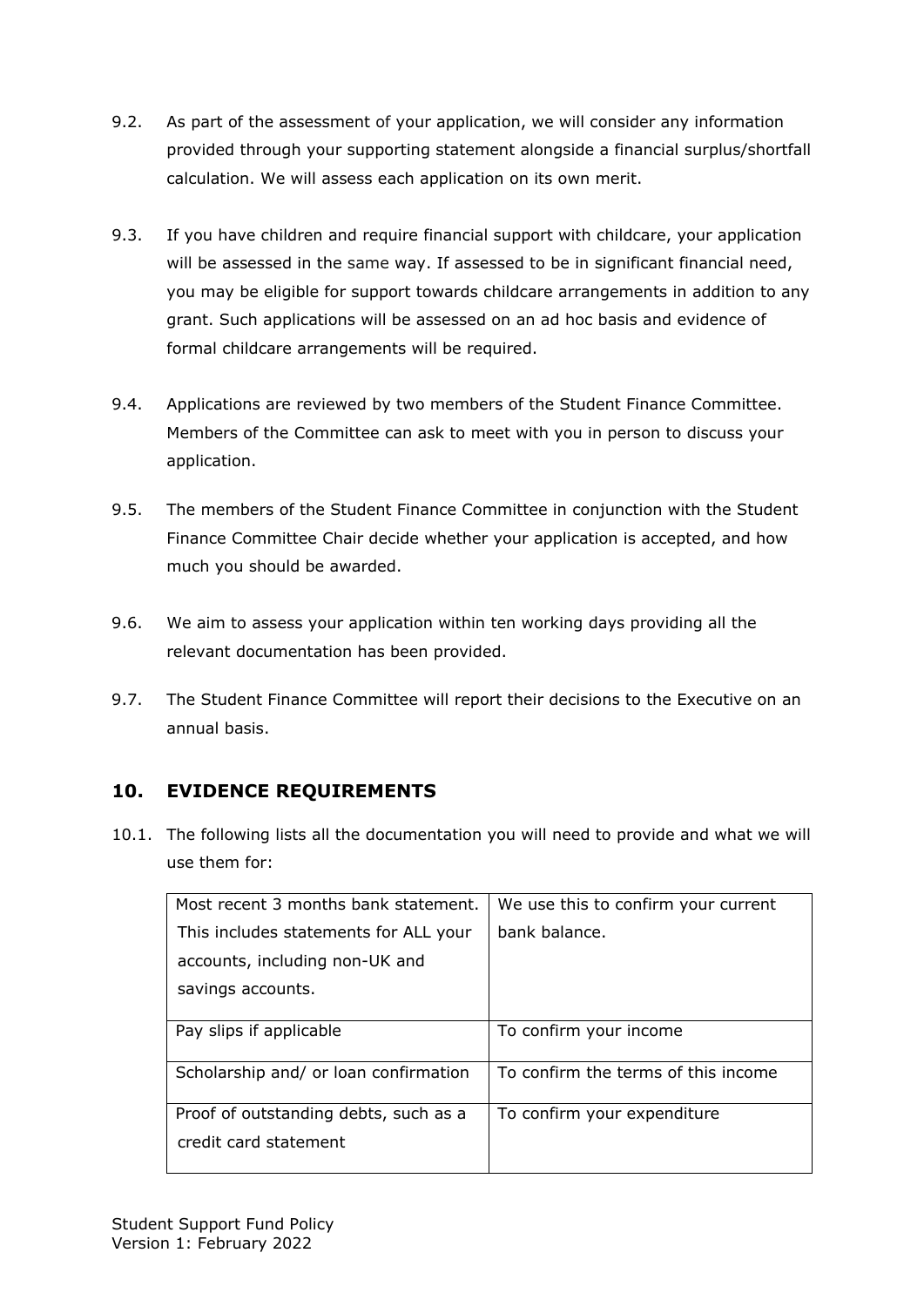9.2. As part of the assessment of your application, we will consider any information provided through your supporting statement alongside a financial surplus/shortfall calculation. We will assess each application on its own merit.

9.3. If you have children and require financial support with childcare, your application will be assessed in the same way. If assessed to be in significant financial need, you may be eligible for support towards childcare arrangements in addition to any grant. Such applications will be assessed on an ad hoc basis and evidence of formal childcare arrangements will be required.

9.4. Applications are reviewed by two members of the Student Finance Committee. Members of the Committee can ask to meet with you in person to discuss your application.

9.5. The members of the Student Finance Committee in conjunction with the Student Finance Committee Chair decide whether your application is accepted, and how much you should be awarded.

9.6. We aim to assess your application within ten working days providing all the relevant documentation has been provided.

9.7. The Student Finance Committee will report their decisions to the Executive on an annual basis.

## 10. EVIDENCE REQUIREMENTS

10.1. The following lists all the documentation you will need to provide and what we will use them for:

| Document | Use |
|---|---|
| Most recent 3 months bank statement. This includes statements for ALL your accounts, including non-UK and savings accounts. | We use this to confirm your current bank balance. |
| Pay slips if applicable | To confirm your income |
| Scholarship and/ or loan confirmation | To confirm the terms of this income |
| Proof of outstanding debts, such as a credit card statement | To confirm your expenditure |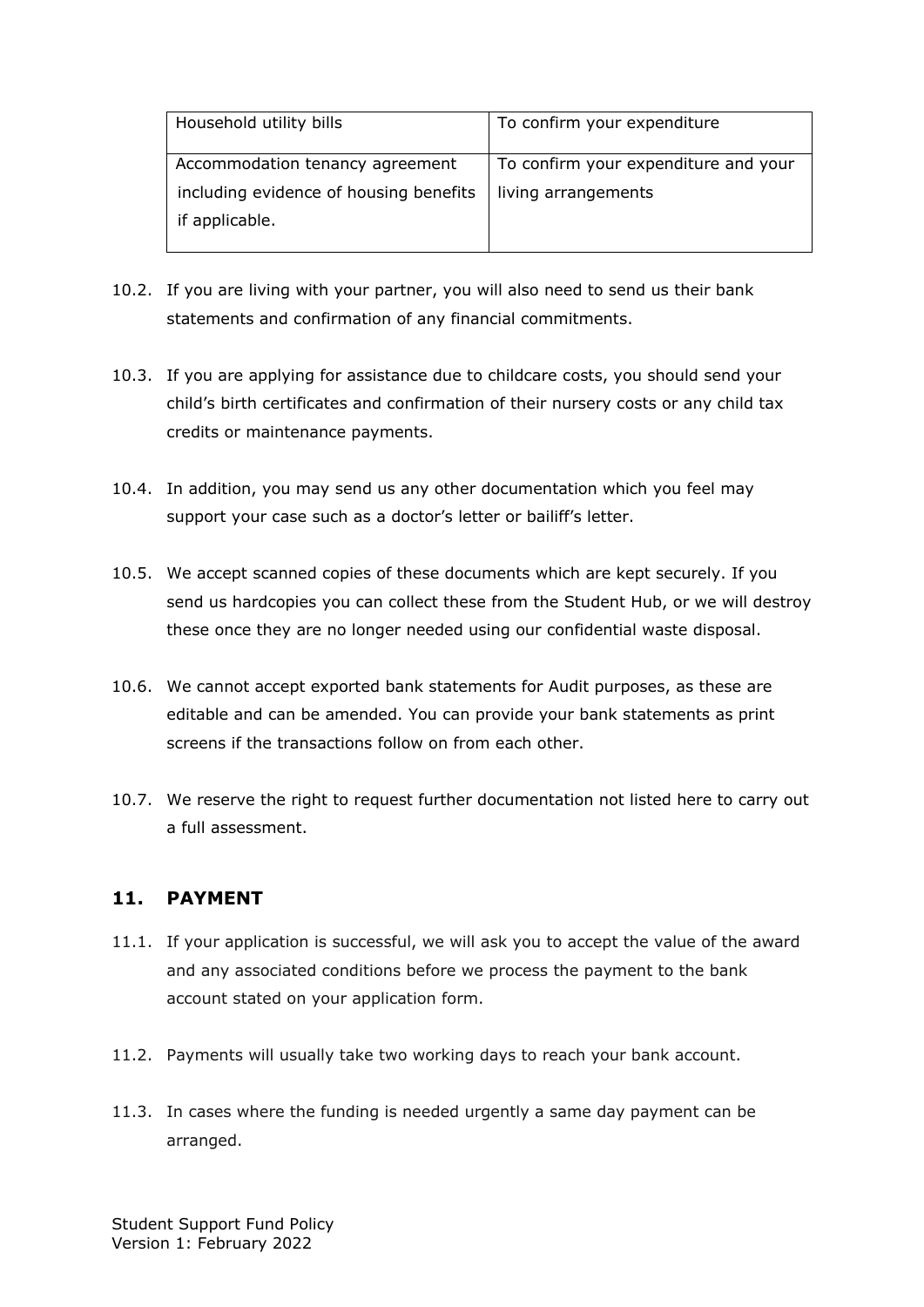| Household utility bills | To confirm your expenditure |
|---|---|
| Accommodation tenancy agreement including evidence of housing benefits if applicable. | To confirm your expenditure and your living arrangements |

10.2. If you are living with your partner, you will also need to send us their bank statements and confirmation of any financial commitments.

10.3. If you are applying for assistance due to childcare costs, you should send your child's birth certificates and confirmation of their nursery costs or any child tax credits or maintenance payments.

10.4. In addition, you may send us any other documentation which you feel may support your case such as a doctor's letter or bailiff's letter.

10.5. We accept scanned copies of these documents which are kept securely. If you send us hardcopies you can collect these from the Student Hub, or we will destroy these once they are no longer needed using our confidential waste disposal.

10.6. We cannot accept exported bank statements for Audit purposes, as these are editable and can be amended. You can provide your bank statements as print screens if the transactions follow on from each other.

10.7. We reserve the right to request further documentation not listed here to carry out a full assessment.

## 11. PAYMENT

11.1. If your application is successful, we will ask you to accept the value of the award and any associated conditions before we process the payment to the bank account stated on your application form.

11.2. Payments will usually take two working days to reach your bank account.

11.3. In cases where the funding is needed urgently a same day payment can be arranged.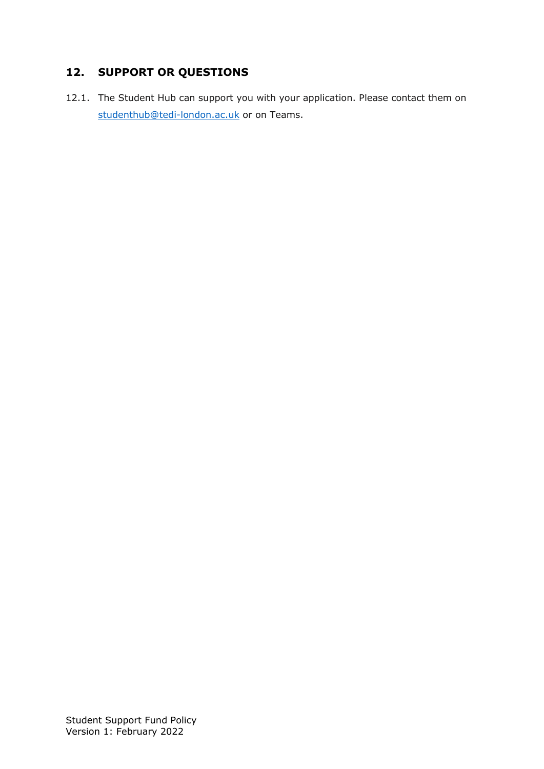## 12. SUPPORT OR QUESTIONS

12.1. The Student Hub can support you with your application. Please contact them on studenthub@tedi-london.ac.uk or on Teams.